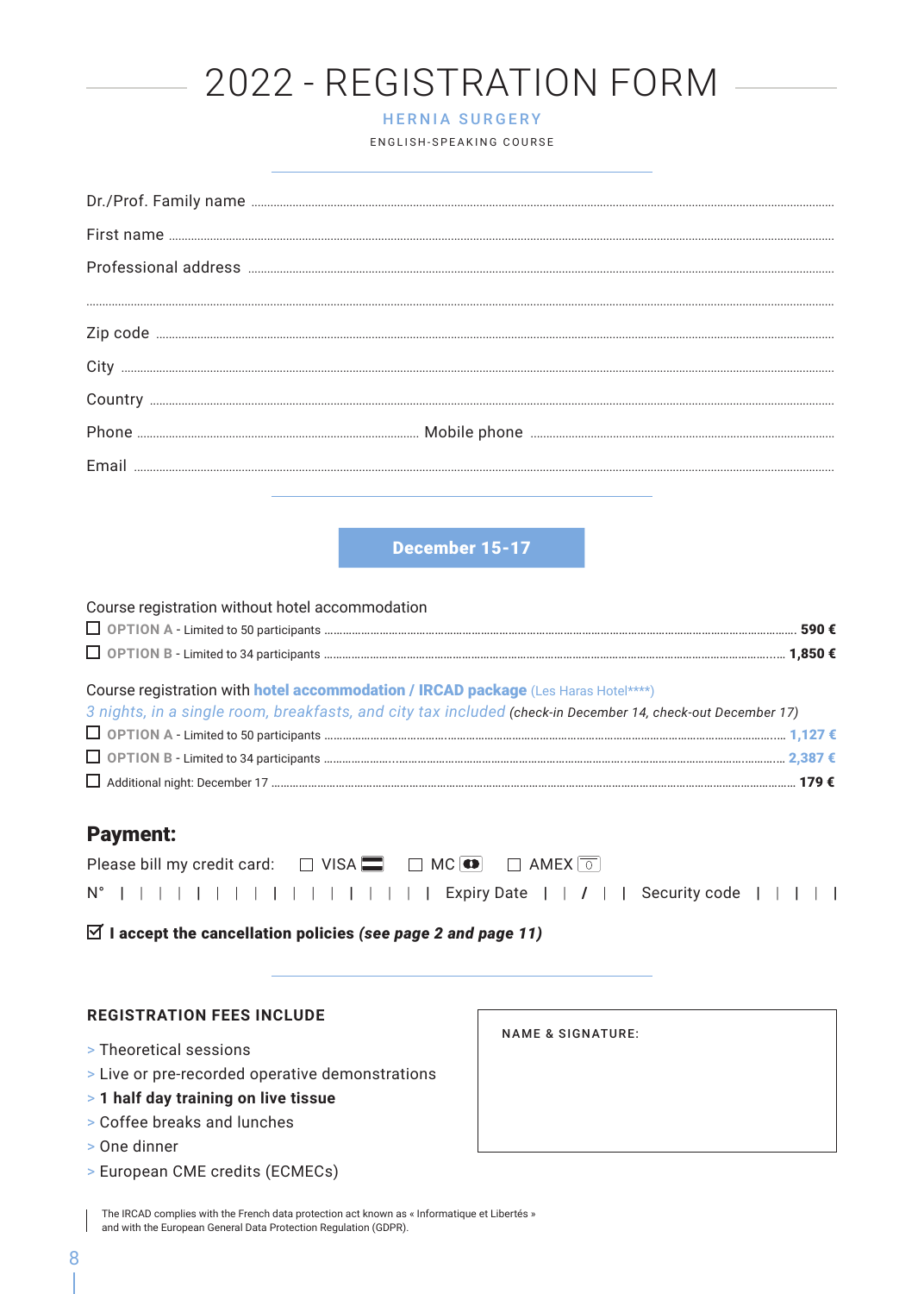# 2022 - REGISTRATION FORM

## HERNIA SURGERY

ENGLISH-SPEAKING COURSE

Dr./Prof. Family name ..............................................................................................

First name ..............................................................................................

Professional address ..............................................................................................

..............................................................................................

Zip code ..............................................................................................

City ..............................................................................................

Country ..............................................................................................

Phone .............................................. Mobile phone ..............................................

Email ..............................................................................................

**December 15-17**

Course registration without hotel accommodation

☐ OPTION A - Limited to 50 participants .............................................................................. **590 €**

☐ OPTION B - Limited to 34 participants .............................................................................. **1,850 €**

Course registration with **hotel accommodation / IRCAD package** (Les Haras Hotel****)

*3 nights, in a single room, breakfasts, and city tax included (check-in December 14, check-out December 17)*

☐ OPTION A - Limited to 50 participants .............................................................................. **1,127 €**

☐ OPTION B - Limited to 34 participants .............................................................................. **2,387 €**

☐ Additional night: December 17 .............................................................................. **179 €**

## Payment:

Please bill my credit card: ☐ VISA ☐ MC ☐ AMEX

N° | | | | | | | | | | | | | | | | | Expiry Date | | / | | Security code | | | |

☑ **I accept the cancellation policies *(see page 2 and page 11)***

### REGISTRATION FEES INCLUDE

- Theoretical sessions
- Live or pre-recorded operative demonstrations
- **1 half day training on live tissue**
- Coffee breaks and lunches
- One dinner
- European CME credits (ECMECs)

NAME & SIGNATURE:

The IRCAD complies with the French data protection act known as « Informatique et Libertés » and with the European General Data Protection Regulation (GDPR).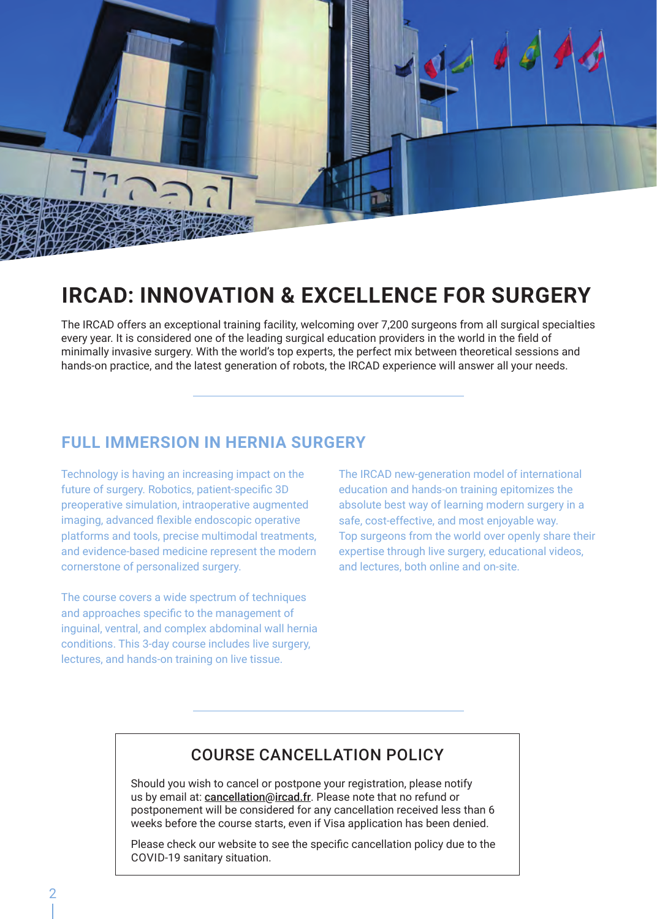# IRCAD: INNOVATION & EXCELLENCE FOR SURGERY

The IRCAD offers an exceptional training facility, welcoming over 7,200 surgeons from all surgical specialties every year. It is considered one of the leading surgical education providers in the world in the field of minimally invasive surgery. With the world's top experts, the perfect mix between theoretical sessions and hands-on practice, and the latest generation of robots, the IRCAD experience will answer all your needs.

## FULL IMMERSION IN HERNIA SURGERY

Technology is having an increasing impact on the future of surgery. Robotics, patient-specific 3D preoperative simulation, intraoperative augmented imaging, advanced flexible endoscopic operative platforms and tools, precise multimodal treatments, and evidence-based medicine represent the modern cornerstone of personalized surgery.

The course covers a wide spectrum of techniques and approaches specific to the management of inguinal, ventral, and complex abdominal wall hernia conditions. This 3-day course includes live surgery, lectures, and hands-on training on live tissue.

The IRCAD new-generation model of international education and hands-on training epitomizes the absolute best way of learning modern surgery in a safe, cost-effective, and most enjoyable way. Top surgeons from the world over openly share their expertise through live surgery, educational videos, and lectures, both online and on-site.

## COURSE CANCELLATION POLICY

Should you wish to cancel or postpone your registration, please notify us by email at: cancellation@ircad.fr. Please note that no refund or postponement will be considered for any cancellation received less than 6 weeks before the course starts, even if Visa application has been denied.

Please check our website to see the specific cancellation policy due to the COVID-19 sanitary situation.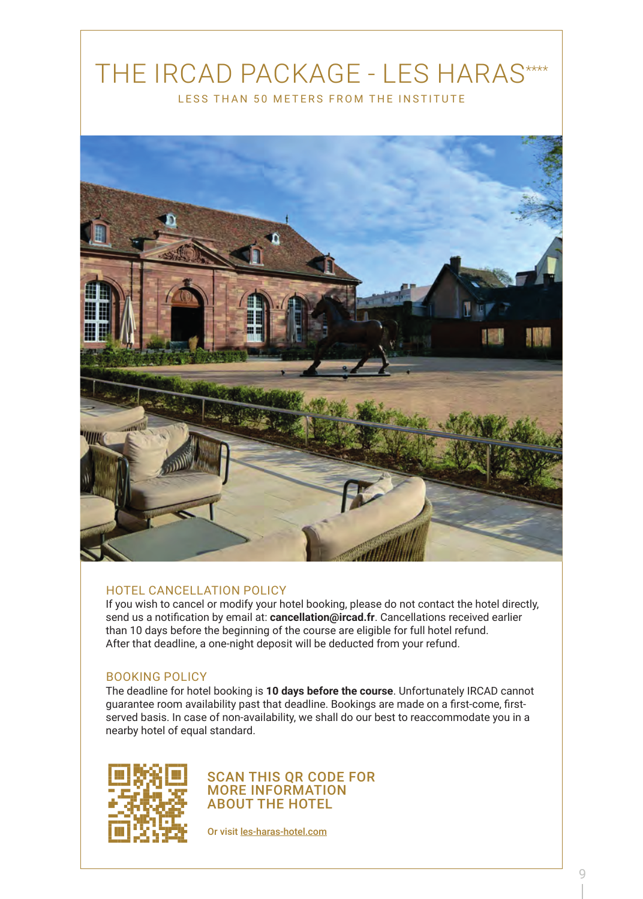# THE IRCAD PACKAGE - LES HARAS****

LESS THAN 50 METERS FROM THE INSTITUTE

## HOTEL CANCELLATION POLICY

If you wish to cancel or modify your hotel booking, please do not contact the hotel directly, send us a notification by email at: **cancellation@ircad.fr**. Cancellations received earlier than 10 days before the beginning of the course are eligible for full hotel refund. After that deadline, a one-night deposit will be deducted from your refund.

## BOOKING POLICY

The deadline for hotel booking is **10 days before the course**. Unfortunately IRCAD cannot guarantee room availability past that deadline. Bookings are made on a first-come, first-served basis. In case of non-availability, we shall do our best to reaccommodate you in a nearby hotel of equal standard.

## SCAN THIS QR CODE FOR MORE INFORMATION ABOUT THE HOTEL

Or visit les-haras-hotel.com